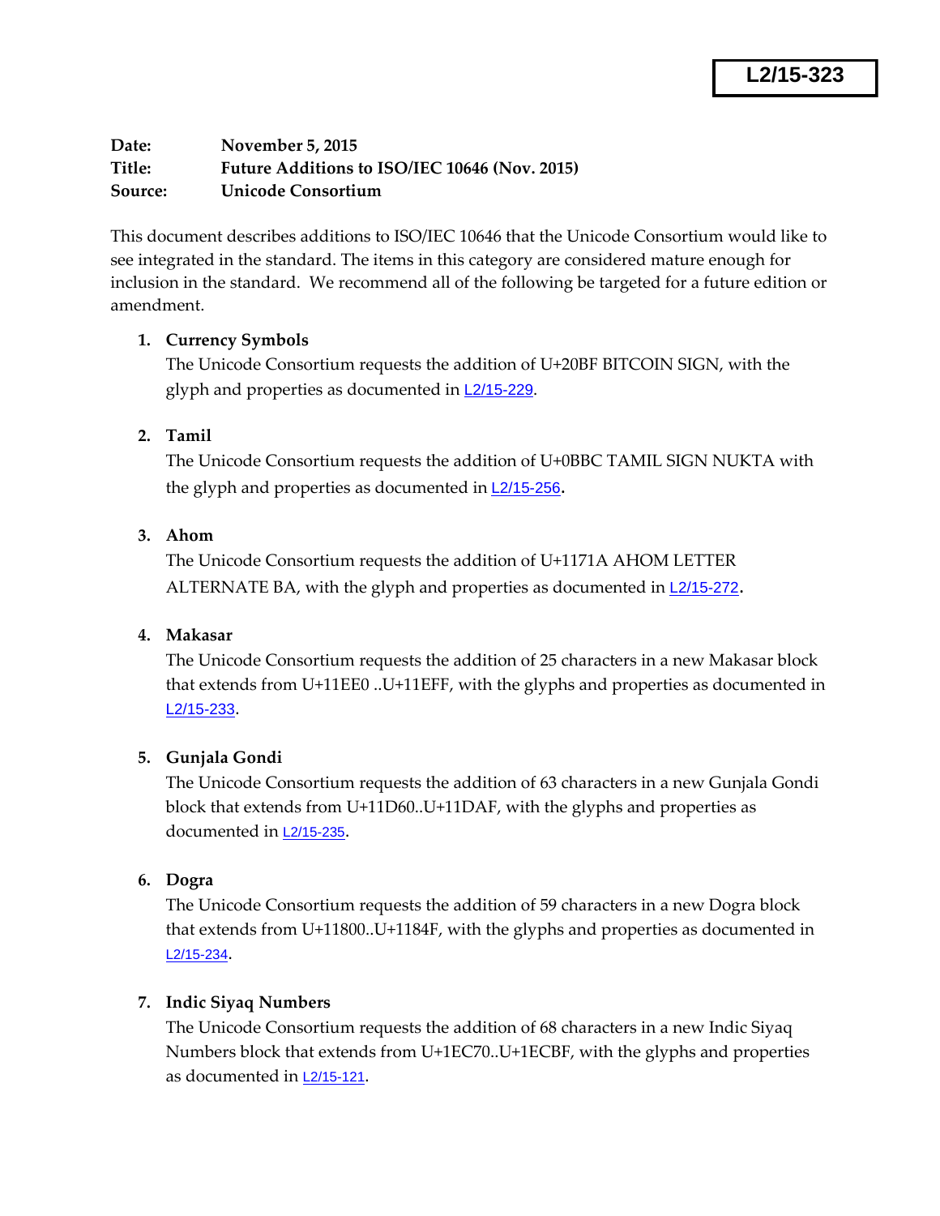**L2/15-323**

**Date:** November 5, 2015
**Title:** Future Additions to ISO/IEC 10646 (Nov. 2015)
**Source:** Unicode Consortium

This document describes additions to ISO/IEC 10646 that the Unicode Consortium would like to see integrated in the standard. The items in this category are considered mature enough for inclusion in the standard. We recommend all of the following be targeted for a future edition or amendment.

1. **Currency Symbols**
   The Unicode Consortium requests the addition of U+20BF BITCOIN SIGN, with the glyph and properties as documented in L2/15-229.

2. **Tamil**
   The Unicode Consortium requests the addition of U+0BBC TAMIL SIGN NUKTA with the glyph and properties as documented in L2/15-256.

3. **Ahom**
   The Unicode Consortium requests the addition of U+1171A AHOM LETTER ALTERNATE BA, with the glyph and properties as documented in L2/15-272.

4. **Makasar**
   The Unicode Consortium requests the addition of 25 characters in a new Makasar block that extends from U+11EE0 ..U+11EFF, with the glyphs and properties as documented in L2/15-233.

5. **Gunjala Gondi**
   The Unicode Consortium requests the addition of 63 characters in a new Gunjala Gondi block that extends from U+11D60..U+11DAF, with the glyphs and properties as documented in L2/15-235.

6. **Dogra**
   The Unicode Consortium requests the addition of 59 characters in a new Dogra block that extends from U+11800..U+1184F, with the glyphs and properties as documented in L2/15-234.

7. **Indic Siyaq Numbers**
   The Unicode Consortium requests the addition of 68 characters in a new Indic Siyaq Numbers block that extends from U+1EC70..U+1ECBF, with the glyphs and properties as documented in L2/15-121.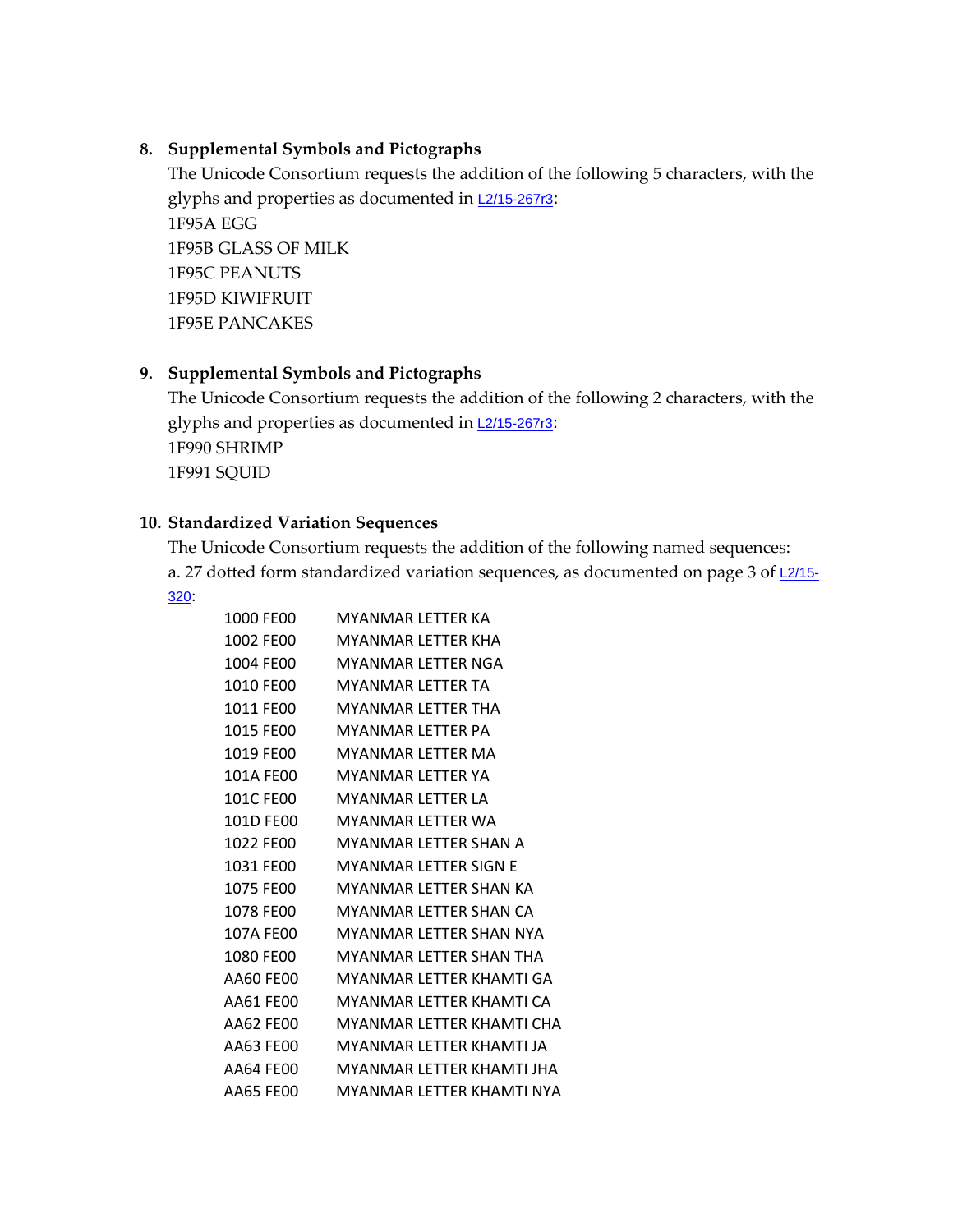8. **Supplemental Symbols and Pictographs**

   The Unicode Consortium requests the addition of the following 5 characters, with the glyphs and properties as documented in L2/15-267r3:
   1F95A EGG
   1F95B GLASS OF MILK
   1F95C PEANUTS
   1F95D KIWIFRUIT
   1F95E PANCAKES

9. **Supplemental Symbols and Pictographs**

   The Unicode Consortium requests the addition of the following 2 characters, with the glyphs and properties as documented in L2/15-267r3:
   1F990 SHRIMP
   1F991 SQUID

10. **Standardized Variation Sequences**

    The Unicode Consortium requests the addition of the following named sequences:
    a. 27 dotted form standardized variation sequences, as documented on page 3 of L2/15-320:

| | |
|---|---|
| 1000 FE00 | MYANMAR LETTER KA |
| 1002 FE00 | MYANMAR LETTER KHA |
| 1004 FE00 | MYANMAR LETTER NGA |
| 1010 FE00 | MYANMAR LETTER TA |
| 1011 FE00 | MYANMAR LETTER THA |
| 1015 FE00 | MYANMAR LETTER PA |
| 1019 FE00 | MYANMAR LETTER MA |
| 101A FE00 | MYANMAR LETTER YA |
| 101C FE00 | MYANMAR LETTER LA |
| 101D FE00 | MYANMAR LETTER WA |
| 1022 FE00 | MYANMAR LETTER SHAN A |
| 1031 FE00 | MYANMAR LETTER SIGN E |
| 1075 FE00 | MYANMAR LETTER SHAN KA |
| 1078 FE00 | MYANMAR LETTER SHAN CA |
| 107A FE00 | MYANMAR LETTER SHAN NYA |
| 1080 FE00 | MYANMAR LETTER SHAN THA |
| AA60 FE00 | MYANMAR LETTER KHAMTI GA |
| AA61 FE00 | MYANMAR LETTER KHAMTI CA |
| AA62 FE00 | MYANMAR LETTER KHAMTI CHA |
| AA63 FE00 | MYANMAR LETTER KHAMTI JA |
| AA64 FE00 | MYANMAR LETTER KHAMTI JHA |
| AA65 FE00 | MYANMAR LETTER KHAMTI NYA |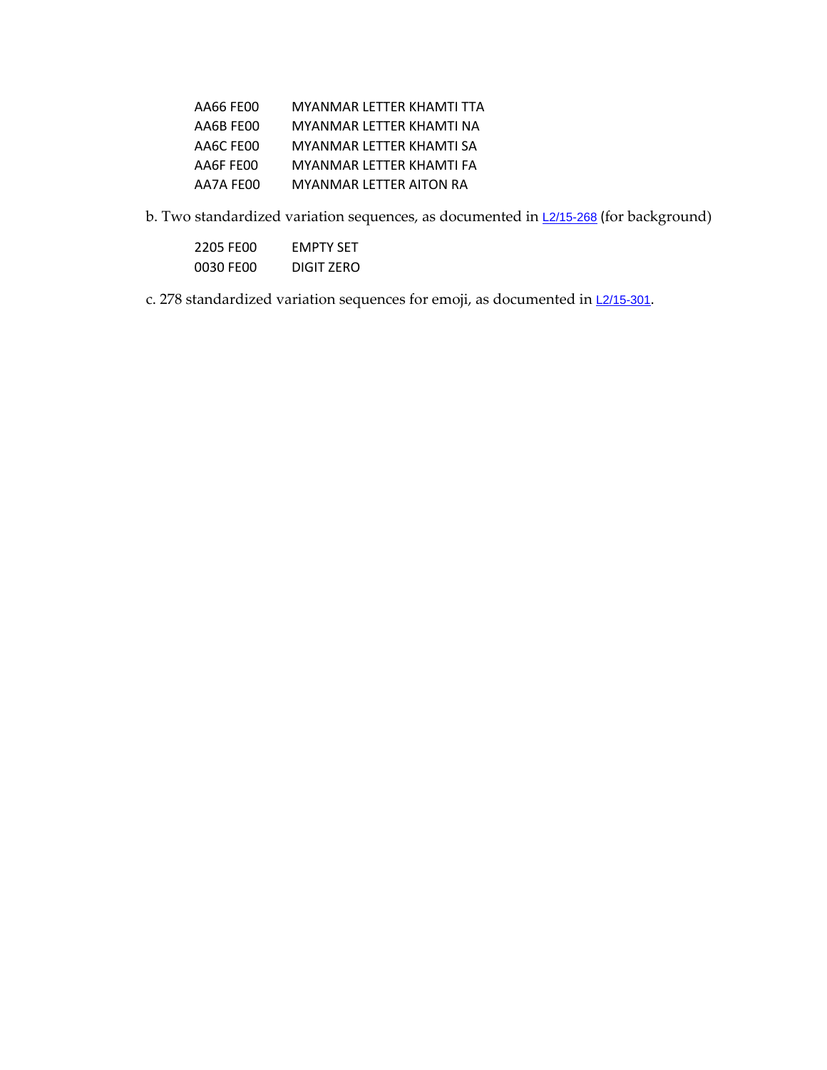| | |
|---|---|
| AA66 FE00 | MYANMAR LETTER KHAMTI TTA |
| AA6B FE00 | MYANMAR LETTER KHAMTI NA |
| AA6C FE00 | MYANMAR LETTER KHAMTI SA |
| AA6F FE00 | MYANMAR LETTER KHAMTI FA |
| AA7A FE00 | MYANMAR LETTER AITON RA |

b. Two standardized variation sequences, as documented in L2/15-268 (for background)

| | |
|---|---|
| 2205 FE00 | EMPTY SET |
| 0030 FE00 | DIGIT ZERO |

c. 278 standardized variation sequences for emoji, as documented in L2/15-301.